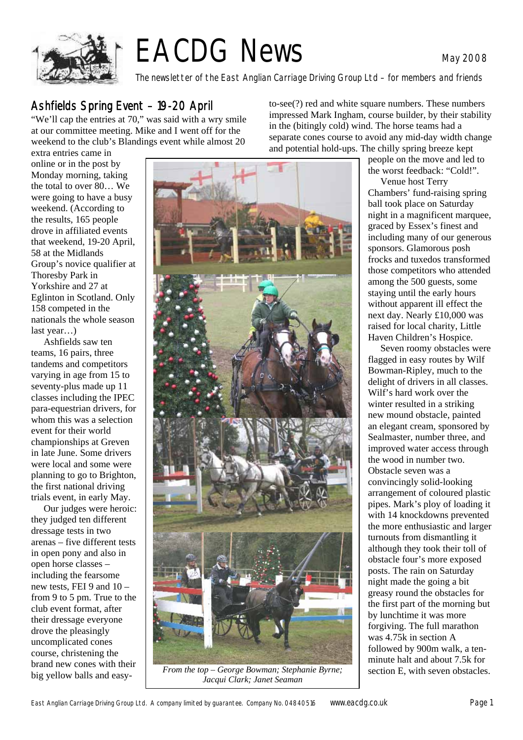# EACDG News

May 2008

*The newsletter of the East Anglian Carriage Driving Group Ltd – for members and friends*

## Ashfields Spring Event – 19-20 April

"We'll cap the entries at 70," was said with a wry smile at our committee meeting. Mike and I went off for the weekend to the club's Blandings event while almost 20 extra entries came in online or in the post by Monday morning, taking the total to over 80… We were going to have a busy weekend. (According to the results, 165 people drove in affiliated events that weekend, 19-20 April, 58 at the Midlands Group's novice qualifier at Thoresby Park in Yorkshire and 27 at Eglinton in Scotland. Only 158 competed in the nationals the whole season last year…)

Ashfields saw ten teams, 16 pairs, three tandems and competitors varying in age from 15 to seventy-plus made up 11 classes including the IPEC para-equestrian drivers, for whom this was a selection event for their world championships at Greven in late June. Some drivers were local and some were planning to go to Brighton, the first national driving trials event, in early May.

Our judges were heroic: they judged ten different dressage tests in two arenas – five different tests in open pony and also in open horse classes – including the fearsome new tests, FEI 9 and 10 – from 9 to 5 pm. True to the club event format, after their dressage everyone drove the pleasingly uncomplicated cones course, christening the brand new cones with their big yellow balls and easy-to-see(?) red and white square numbers. These numbers impressed Mark Ingham, course builder, by their stability in the (bitingly cold) wind. The horse teams had a separate cones course to avoid any mid-day width change and potential hold-ups. The chilly spring breeze kept people on the move and led to the worst feedback: "Cold!".

*From the top – George Bowman; Stephanie Byrne; Jacqui Clark; Janet Seaman*

Venue host Terry Chambers' fund-raising spring ball took place on Saturday night in a magnificent marquee, graced by Essex's finest and including many of our generous sponsors. Glamorous posh frocks and tuxedos transformed those competitors who attended among the 500 guests, some staying until the early hours without apparent ill effect the next day. Nearly £10,000 was raised for local charity, Little Haven Children's Hospice.

Seven roomy obstacles were flagged in easy routes by Wilf Bowman-Ripley, much to the delight of drivers in all classes. Wilf's hard work over the winter resulted in a striking new mound obstacle, painted an elegant cream, sponsored by Sealmaster, number three, and improved water access through the wood in number two. Obstacle seven was a convincingly solid-looking arrangement of coloured plastic pipes. Mark's ploy of loading it with 14 knockdowns prevented the more enthusiastic and larger turnouts from dismantling it although they took their toll of obstacle four's more exposed posts. The rain on Saturday night made the going a bit greasy round the obstacles for the first part of the morning but by lunchtime it was more forgiving. The full marathon was 4.75k in section A followed by 900m walk, a ten-minute halt and about 7.5k for section E, with seven obstacles.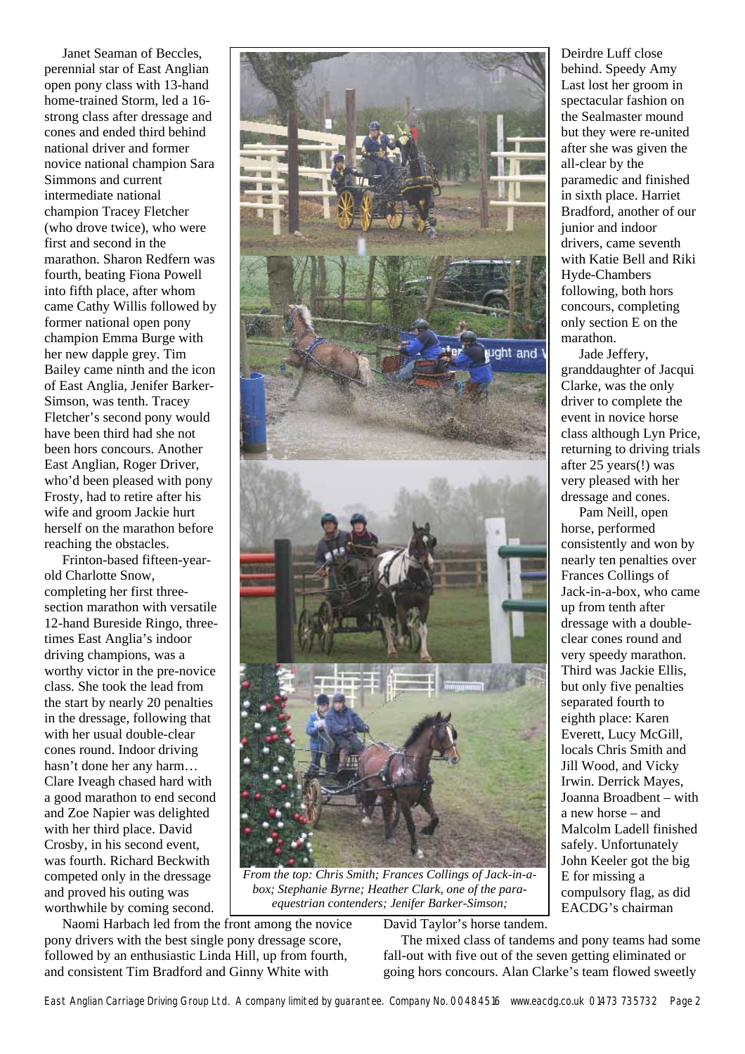Janet Seaman of Beccles, perennial star of East Anglian open pony class with 13-hand home-trained Storm, led a 16-strong class after dressage and cones and ended third behind national driver and former novice national champion Sara Simmons and current intermediate national champion Tracey Fletcher (who drove twice), who were first and second in the marathon. Sharon Redfern was fourth, beating Fiona Powell into fifth place, after whom came Cathy Willis followed by former national open pony champion Emma Burge with her new dapple grey. Tim Bailey came ninth and the icon of East Anglia, Jenifer Barker-Simson, was tenth. Tracey Fletcher's second pony would have been third had she not been hors concours. Another East Anglian, Roger Driver, who'd been pleased with pony Frosty, had to retire after his wife and groom Jackie hurt herself on the marathon before reaching the obstacles.

Frinton-based fifteen-year-old Charlotte Snow, completing her first three-section marathon with versatile 12-hand Bureside Ringo, three-times East Anglia's indoor driving champions, was a worthy victor in the pre-novice class. She took the lead from the start by nearly 20 penalties in the dressage, following that with her usual double-clear cones round. Indoor driving hasn't done her any harm… Clare Iveagh chased hard with a good marathon to end second and Zoe Napier was delighted with her third place. David Crosby, in his second event, was fourth. Richard Beckwith competed only in the dressage and proved his outing was worthwhile by coming second.

Naomi Harbach led from the front among the novice pony drivers with the best single pony dressage score, followed by an enthusiastic Linda Hill, up from fourth, and consistent Tim Bradford and Ginny White with Deirdre Luff close behind. Speedy Amy Last lost her groom in spectacular fashion on the Sealmaster mound but they were re-united after she was given the all-clear by the paramedic and finished in sixth place. Harriet Bradford, another of our junior and indoor drivers, came seventh with Katie Bell and Riki Hyde-Chambers following, both hors concours, completing only section E on the marathon.

*From the top: Chris Smith; Frances Collings of Jack-in-a-box; Stephanie Byrne; Heather Clark, one of the para-equestrian contenders; Jenifer Barker-Simson;*

Jade Jeffery, granddaughter of Jacqui Clarke, was the only driver to complete the event in novice horse class although Lyn Price, returning to driving trials after 25 years(!) was very pleased with her dressage and cones.

Pam Neill, open horse, performed consistently and won by nearly ten penalties over Frances Collings of Jack-in-a-box, who came up from tenth after dressage with a double-clear cones round and very speedy marathon. Third was Jackie Ellis, but only five penalties separated fourth to eighth place: Karen Everett, Lucy McGill, locals Chris Smith and Jill Wood, and Vicky Irwin. Derrick Mayes, Joanna Broadbent – with a new horse – and Malcolm Ladell finished safely. Unfortunately John Keeler got the big E for missing a compulsory flag, as did EACDG's chairman David Taylor's horse tandem.

The mixed class of tandems and pony teams had some fall-out with five out of the seven getting eliminated or going hors concours. Alan Clarke's team flowed sweetly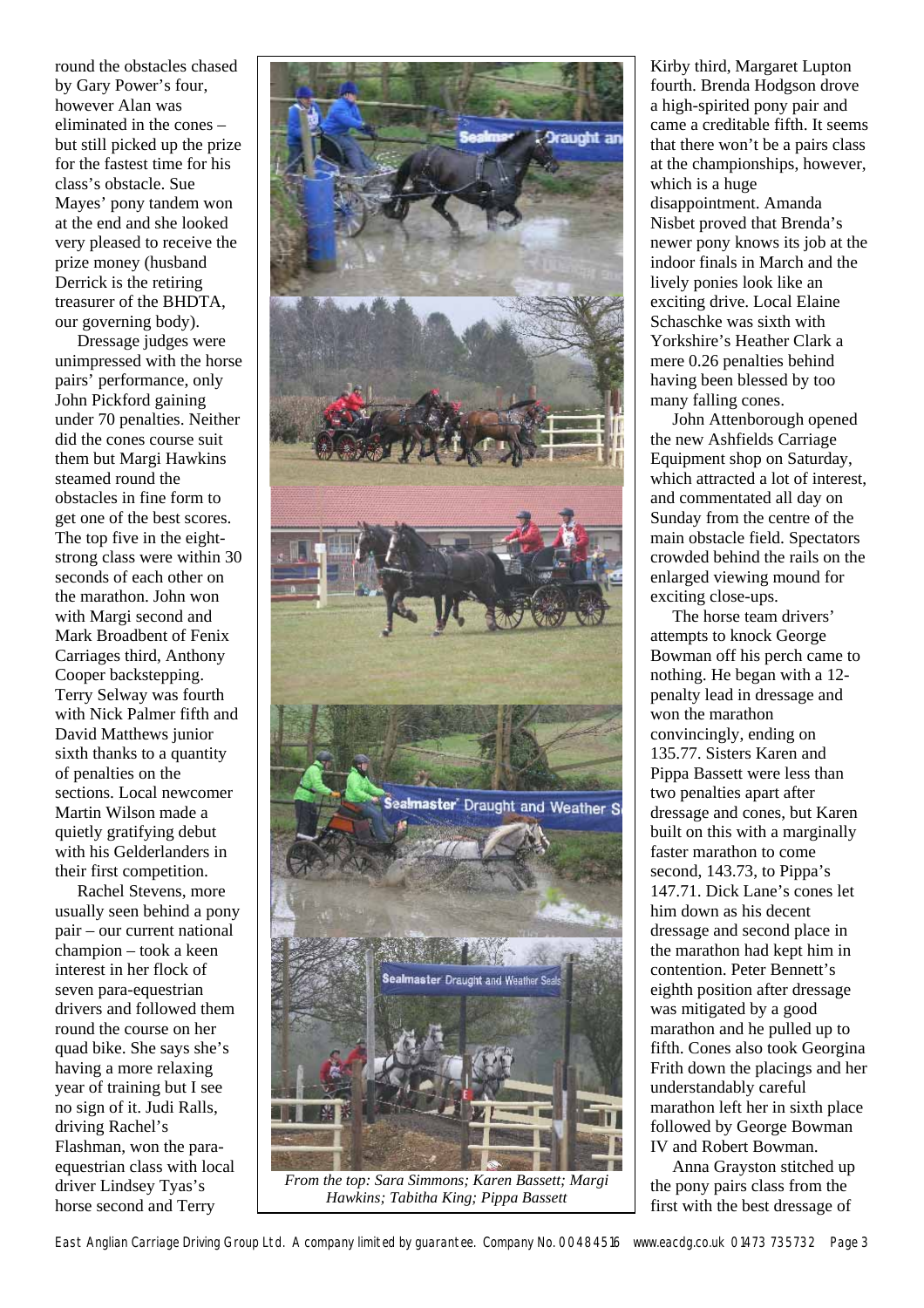round the obstacles chased by Gary Power's four, however Alan was eliminated in the cones – but still picked up the prize for the fastest time for his class's obstacle. Sue Mayes' pony tandem won at the end and she looked very pleased to receive the prize money (husband Derrick is the retiring treasurer of the BHDTA, our governing body).

Dressage judges were unimpressed with the horse pairs' performance, only John Pickford gaining under 70 penalties. Neither did the cones course suit them but Margi Hawkins steamed round the obstacles in fine form to get one of the best scores. The top five in the eight-strong class were within 30 seconds of each other on the marathon. John won with Margi second and Mark Broadbent of Fenix Carriages third, Anthony Cooper backstepping. Terry Selway was fourth with Nick Palmer fifth and David Matthews junior sixth thanks to a quantity of penalties on the sections. Local newcomer Martin Wilson made a quietly gratifying debut with his Gelderlanders in their first competition.

Rachel Stevens, more usually seen behind a pony pair – our current national champion – took a keen interest in her flock of seven para-equestrian drivers and followed them round the course on her quad bike. She says she's having a more relaxing year of training but I see no sign of it. Judi Ralls, driving Rachel's Flashman, won the para-equestrian class with local driver Lindsey Tyas's horse second and Terry Kirby third, Margaret Lupton fourth. Brenda Hodgson drove a high-spirited pony pair and came a creditable fifth. It seems that there won't be a pairs class at the championships, however, which is a huge disappointment. Amanda Nisbet proved that Brenda's newer pony knows its job at the indoor finals in March and the lively ponies look like an exciting drive. Local Elaine Schaschke was sixth with Yorkshire's Heather Clark a mere 0.26 penalties behind having been blessed by too many falling cones.

*From the top: Sara Simmons; Karen Bassett; Margi Hawkins; Tabitha King; Pippa Bassett*

John Attenborough opened the new Ashfields Carriage Equipment shop on Saturday, which attracted a lot of interest, and commentated all day on Sunday from the centre of the main obstacle field. Spectators crowded behind the rails on the enlarged viewing mound for exciting close-ups.

The horse team drivers' attempts to knock George Bowman off his perch came to nothing. He began with a 12-penalty lead in dressage and won the marathon convincingly, ending on 135.77. Sisters Karen and Pippa Bassett were less than two penalties apart after dressage and cones, but Karen built on this with a marginally faster marathon to come second, 143.73, to Pippa's 147.71. Dick Lane's cones let him down as his decent dressage and second place in the marathon had kept him in contention. Peter Bennett's eighth position after dressage was mitigated by a good marathon and he pulled up to fifth. Cones also took Georgina Frith down the placings and her understandably careful marathon left her in sixth place followed by George Bowman IV and Robert Bowman.

Anna Grayston stitched up the pony pairs class from the first with the best dressage of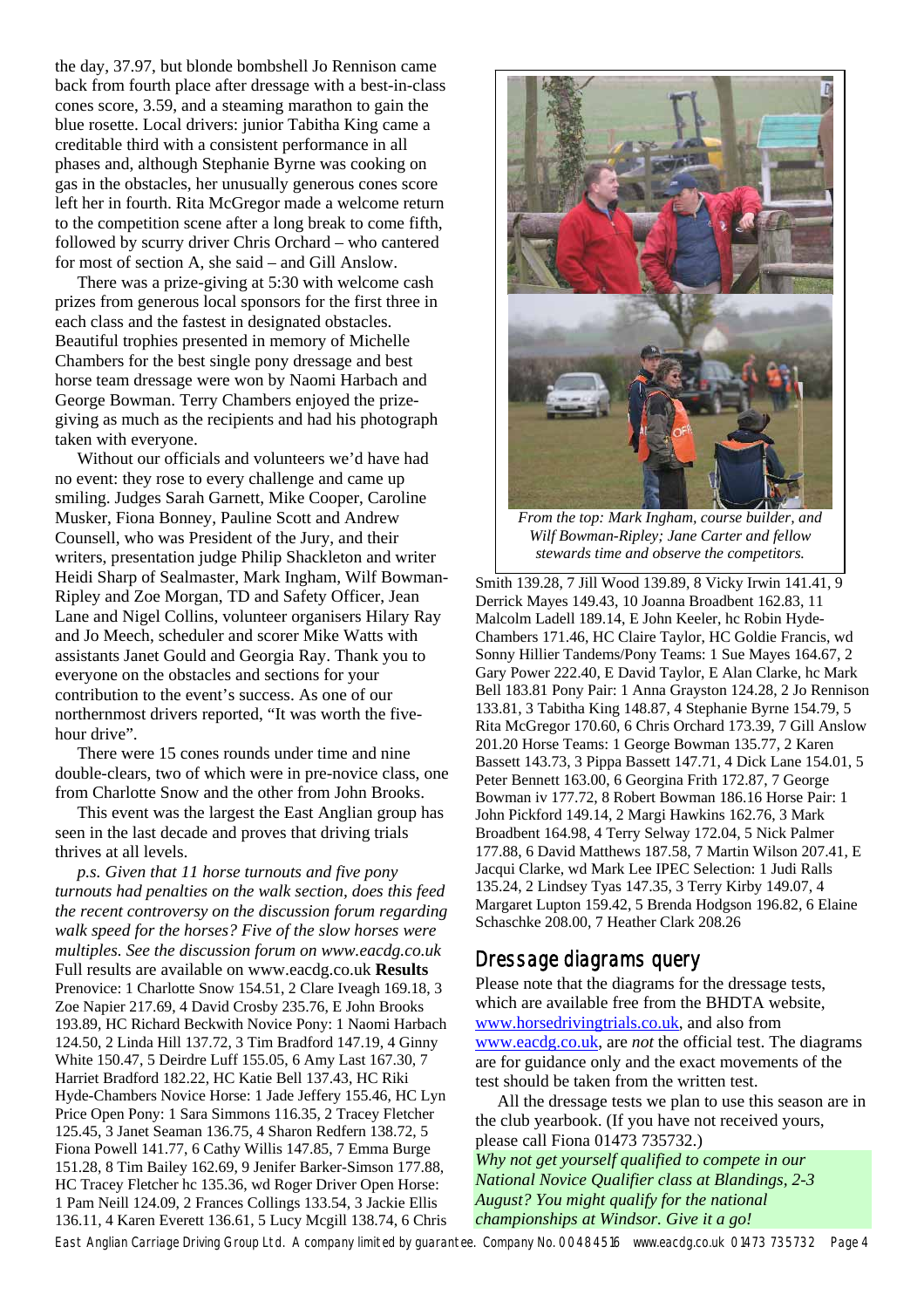the day, 37.97, but blonde bombshell Jo Rennison came back from fourth place after dressage with a best-in-class cones score, 3.59, and a steaming marathon to gain the blue rosette. Local drivers: junior Tabitha King came a creditable third with a consistent performance in all phases and, although Stephanie Byrne was cooking on gas in the obstacles, her unusually generous cones score left her in fourth. Rita McGregor made a welcome return to the competition scene after a long break to come fifth, followed by scurry driver Chris Orchard – who cantered for most of section A, she said – and Gill Anslow.

There was a prize-giving at 5:30 with welcome cash prizes from generous local sponsors for the first three in each class and the fastest in designated obstacles. Beautiful trophies presented in memory of Michelle Chambers for the best single pony dressage and best horse team dressage were won by Naomi Harbach and George Bowman. Terry Chambers enjoyed the prize-giving as much as the recipients and had his photograph taken with everyone.

Without our officials and volunteers we'd have had no event: they rose to every challenge and came up smiling. Judges Sarah Garnett, Mike Cooper, Caroline Musker, Fiona Bonney, Pauline Scott and Andrew Counsell, who was President of the Jury, and their writers, presentation judge Philip Shackleton and writer Heidi Sharp of Sealmaster, Mark Ingham, Wilf Bowman-Ripley and Zoe Morgan, TD and Safety Officer, Jean Lane and Nigel Collins, volunteer organisers Hilary Ray and Jo Meech, scheduler and scorer Mike Watts with assistants Janet Gould and Georgia Ray. Thank you to everyone on the obstacles and sections for your contribution to the event's success. As one of our northernmost drivers reported, "It was worth the five-hour drive".

There were 15 cones rounds under time and nine double-clears, two of which were in pre-novice class, one from Charlotte Snow and the other from John Brooks.

This event was the largest the East Anglian group has seen in the last decade and proves that driving trials thrives at all levels.

*p.s. Given that 11 horse turnouts and five pony turnouts had penalties on the walk section, does this feed the recent controversy on the discussion forum regarding walk speed for the horses? Five of the slow horses were multiples. See the discussion forum on www.eacdg.co.uk*

Full results are available on www.eacdg.co.uk **Results** Prenovice: 1 Charlotte Snow 154.51, 2 Clare Iveagh 169.18, 3 Zoe Napier 217.69, 4 David Crosby 235.76, E John Brooks 193.89, HC Richard Beckwith Novice Pony: 1 Naomi Harbach 124.50, 2 Linda Hill 137.72, 3 Tim Bradford 147.19, 4 Ginny White 150.47, 5 Deirdre Luff 155.05, 6 Amy Last 167.30, 7 Harriet Bradford 182.22, HC Katie Bell 137.43, HC Riki Hyde-Chambers Novice Horse: 1 Jade Jeffery 155.46, HC Lyn Price Open Pony: 1 Sara Simmons 116.35, 2 Tracey Fletcher 125.45, 3 Janet Seaman 136.75, 4 Sharon Redfern 138.72, 5 Fiona Powell 141.77, 6 Cathy Willis 147.85, 7 Emma Burge 151.28, 8 Tim Bailey 162.69, 9 Jenifer Barker-Simson 177.88, HC Tracey Fletcher hc 135.36, wd Roger Driver Open Horse: 1 Pam Neill 124.09, 2 Frances Collings 133.54, 3 Jackie Ellis 136.11, 4 Karen Everett 136.61, 5 Lucy Mcgill 138.74, 6 Chris Smith 139.28, 7 Jill Wood 139.89, 8 Vicky Irwin 141.41, 9 Derrick Mayes 149.43, 10 Joanna Broadbent 162.83, 11 Malcolm Ladell 189.14, E John Keeler, hc Robin Hyde-Chambers 171.46, HC Claire Taylor, HC Goldie Francis, wd Sonny Hillier Tandems/Pony Teams: 1 Sue Mayes 164.67, 2 Gary Power 222.40, E David Taylor, E Alan Clarke, hc Mark Bell 183.81 Pony Pair: 1 Anna Grayston 124.28, 2 Jo Rennison 133.81, 3 Tabitha King 148.87, 4 Stephanie Byrne 154.79, 5 Rita McGregor 170.60, 6 Chris Orchard 173.39, 7 Gill Anslow 201.20 Horse Teams: 1 George Bowman 135.77, 2 Karen Bassett 143.73, 3 Pippa Bassett 147.71, 4 Dick Lane 154.01, 5 Peter Bennett 163.00, 6 Georgina Frith 172.87, 7 George Bowman iv 177.72, 8 Robert Bowman 186.16 Horse Pair: 1 John Pickford 149.14, 2 Margi Hawkins 162.76, 3 Mark Broadbent 164.98, 4 Terry Selway 172.04, 5 Nick Palmer 177.88, 6 David Matthews 187.58, 7 Martin Wilson 207.41, E Jacqui Clarke, wd Mark Lee IPEC Selection: 1 Judi Ralls 135.24, 2 Lindsey Tyas 147.35, 3 Terry Kirby 149.07, 4 Margaret Lupton 159.42, 5 Brenda Hodgson 196.82, 6 Elaine Schaschke 208.00, 7 Heather Clark 208.26

*From the top: Mark Ingham, course builder, and Wilf Bowman-Ripley; Jane Carter and fellow stewards time and observe the competitors.*

## Dressage diagrams query

Please note that the diagrams for the dressage tests, which are available free from the BHDTA website, www.horsedrivingtrials.co.uk, and also from www.eacdg.co.uk, are *not* the official test. The diagrams are for guidance only and the exact movements of the test should be taken from the written test.

All the dressage tests we plan to use this season are in the club yearbook. (If you have not received yours, please call Fiona 01473 735732.)

*Why not get yourself qualified to compete in our National Novice Qualifier class at Blandings, 2-3 August? You might qualify for the national championships at Windsor. Give it a go!*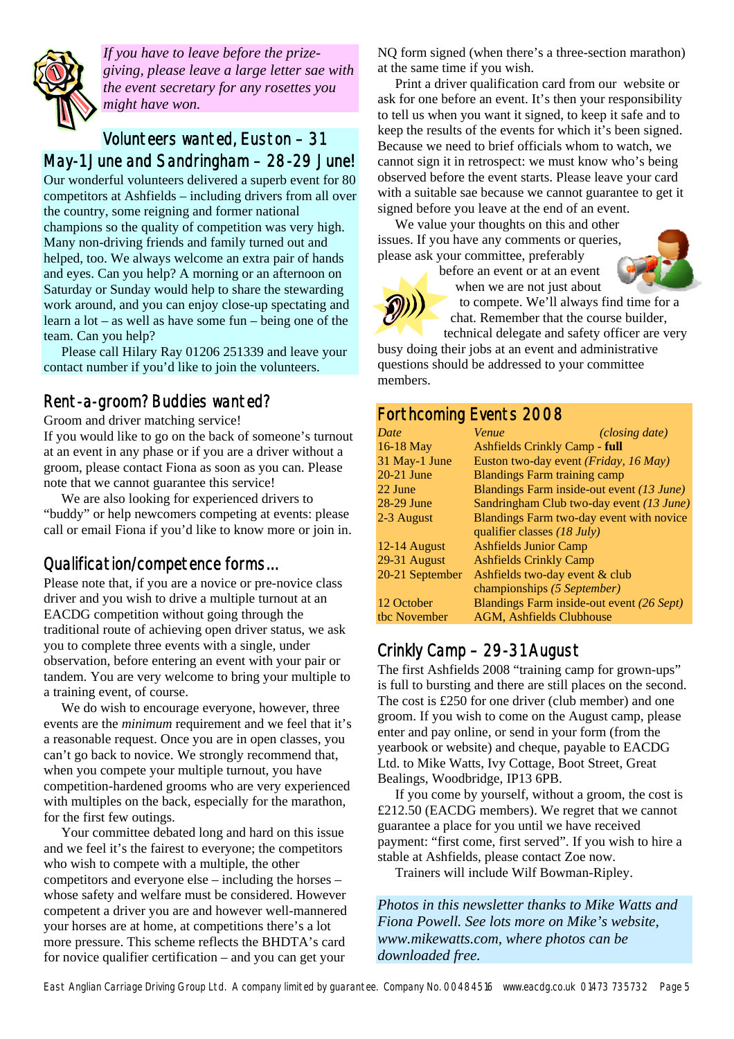*If you have to leave before the prize-giving, please leave a large letter sae with the event secretary for any rosettes you might have won.*

## Volunteers wanted, Euston – 31 May-1 June and Sandringham – 28-29 June!

Our wonderful volunteers delivered a superb event for 80 competitors at Ashfields – including drivers from all over the country, some reigning and former national champions so the quality of competition was very high. Many non-driving friends and family turned out and helped, too. We always welcome an extra pair of hands and eyes. Can you help? A morning or an afternoon on Saturday or Sunday would help to share the stewarding work around, and you can enjoy close-up spectating and learn a lot – as well as have some fun – being one of the team. Can you help?

Please call Hilary Ray 01206 251339 and leave your contact number if you'd like to join the volunteers.

## Rent-a-groom? Buddies wanted?

Groom and driver matching service!

If you would like to go on the back of someone's turnout at an event in any phase or if you are a driver without a groom, please contact Fiona as soon as you can. Please note that we cannot guarantee this service!

We are also looking for experienced drivers to "buddy" or help newcomers competing at events: please call or email Fiona if you'd like to know more or join in.

## Qualification/competence forms...

Please note that, if you are a novice or pre-novice class driver and you wish to drive a multiple turnout at an EACDG competition without going through the traditional route of achieving open driver status, we ask you to complete three events with a single, under observation, before entering an event with your pair or tandem. You are very welcome to bring your multiple to a training event, of course.

We do wish to encourage everyone, however, three events are the *minimum* requirement and we feel that it's a reasonable request. Once you are in open classes, you can't go back to novice. We strongly recommend that, when you compete your multiple turnout, you have competition-hardened grooms who are very experienced with multiples on the back, especially for the marathon, for the first few outings.

Your committee debated long and hard on this issue and we feel it's the fairest to everyone; the competitors who wish to compete with a multiple, the other competitors and everyone else – including the horses – whose safety and welfare must be considered. However competent a driver you are and however well-mannered your horses are at home, at competitions there's a lot more pressure. This scheme reflects the BHDTA's card for novice qualifier certification – and you can get your NQ form signed (when there's a three-section marathon) at the same time if you wish.

Print a driver qualification card from our website or ask for one before an event. It's then your responsibility to tell us when you want it signed, to keep it safe and to keep the results of the events for which it's been signed. Because we need to brief officials whom to watch, we cannot sign it in retrospect: we must know who's being observed before the event starts. Please leave your card with a suitable sae because we cannot guarantee to get it signed before you leave at the end of an event.

We value your thoughts on this and other issues. If you have any comments or queries, please ask your committee, preferably before an event or at an event when we are not just about to compete. We'll always find time for a chat. Remember that the course builder, technical delegate and safety officer are very busy doing their jobs at an event and administrative questions should be addressed to your committee members.

## Forthcoming Events 2008

| *Date* | *Venue* *(closing date)* |
|---|---|
| 16-18 May | Ashfields Crinkly Camp - **full** |
| 31 May-1 June | Euston two-day event *(Friday, 16 May)* |
| 20-21 June | Blandings Farm training camp |
| 22 June | Blandings Farm inside-out event *(13 June)* |
| 28-29 June | Sandringham Club two-day event *(13 June)* |
| 2-3 August | Blandings Farm two-day event with novice qualifier classes *(18 July)* |
| 12-14 August | Ashfields Junior Camp |
| 29-31 August | Ashfields Crinkly Camp |
| 20-21 September | Ashfields two-day event & club championships *(5 September)* |
| 12 October | Blandings Farm inside-out event *(26 Sept)* |
| tbc November | AGM, Ashfields Clubhouse |

## Crinkly Camp – 29-31 August

The first Ashfields 2008 "training camp for grown-ups" is full to bursting and there are still places on the second. The cost is £250 for one driver (club member) and one groom. If you wish to come on the August camp, please enter and pay online, or send in your form (from the yearbook or website) and cheque, payable to EACDG Ltd. to Mike Watts, Ivy Cottage, Boot Street, Great Bealings, Woodbridge, IP13 6PB.

If you come by yourself, without a groom, the cost is £212.50 (EACDG members). We regret that we cannot guarantee a place for you until we have received payment: "first come, first served". If you wish to hire a stable at Ashfields, please contact Zoe now.

Trainers will include Wilf Bowman-Ripley.

*Photos in this newsletter thanks to Mike Watts and Fiona Powell. See lots more on Mike's website, www.mikewatts.com, where photos can be downloaded free.*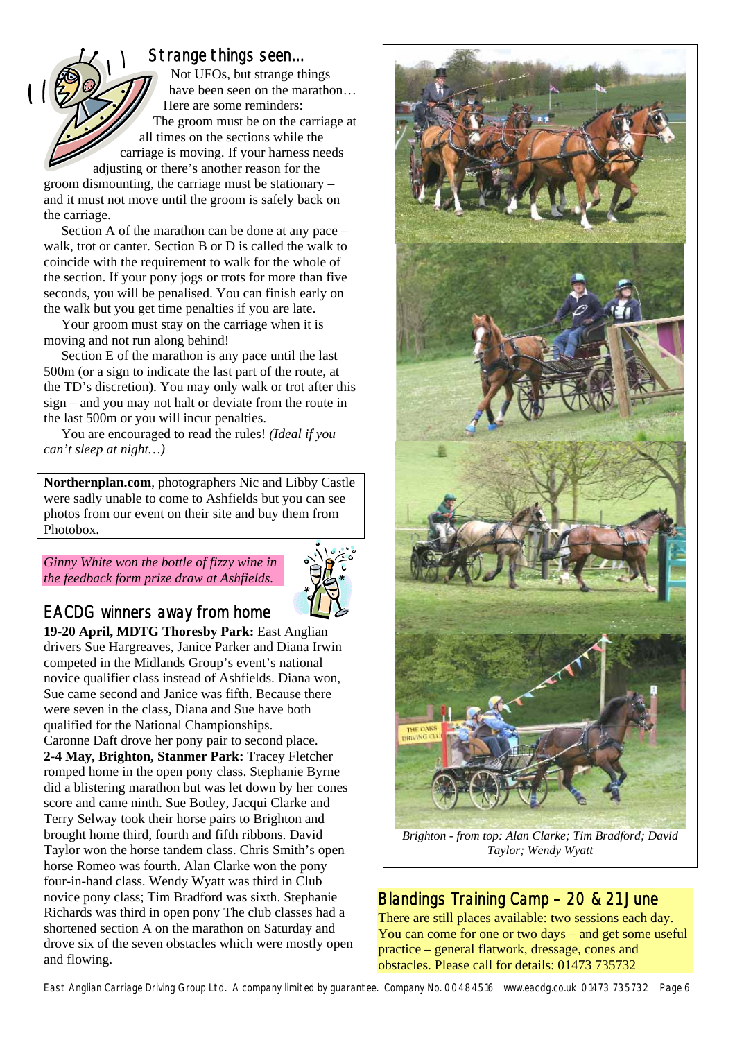## Strange things seen...

Not UFOs, but strange things have been seen on the marathon… Here are some reminders:

The groom must be on the carriage at all times on the sections while the carriage is moving. If your harness needs adjusting or there's another reason for the groom dismounting, the carriage must be stationary – and it must not move until the groom is safely back on the carriage.

Section A of the marathon can be done at any pace – walk, trot or canter. Section B or D is called the walk to coincide with the requirement to walk for the whole of the section. If your pony jogs or trots for more than five seconds, you will be penalised. You can finish early on the walk but you get time penalties if you are late.

Your groom must stay on the carriage when it is moving and not run along behind!

Section E of the marathon is any pace until the last 500m (or a sign to indicate the last part of the route, at the TD's discretion). You may only walk or trot after this sign – and you may not halt or deviate from the route in the last 500m or you will incur penalties.

You are encouraged to read the rules! *(Ideal if you can't sleep at night…)*

**Northernplan.com**, photographers Nic and Libby Castle were sadly unable to come to Ashfields but you can see photos from our event on their site and buy them from Photobox.

*Ginny White won the bottle of fizzy wine in the feedback form prize draw at Ashfields.*

## EACDG winners away from home

**19-20 April, MDTG Thoresby Park:** East Anglian drivers Sue Hargreaves, Janice Parker and Diana Irwin competed in the Midlands Group's event's national novice qualifier class instead of Ashfields. Diana won, Sue came second and Janice was fifth. Because there were seven in the class, Diana and Sue have both qualified for the National Championships.
Caronne Daft drove her pony pair to second place.
**2-4 May, Brighton, Stanmer Park:** Tracey Fletcher romped home in the open pony class. Stephanie Byrne did a blistering marathon but was let down by her cones score and came ninth. Sue Botley, Jacqui Clarke and Terry Selway took their horse pairs to Brighton and brought home third, fourth and fifth ribbons. David Taylor won the horse tandem class. Chris Smith's open horse Romeo was fourth. Alan Clarke won the pony four-in-hand class. Wendy Wyatt was third in Club novice pony class; Tim Bradford was sixth. Stephanie Richards was third in open pony The club classes had a shortened section A on the marathon on Saturday and drove six of the seven obstacles which were mostly open and flowing.

*Brighton - from top: Alan Clarke; Tim Bradford; David Taylor; Wendy Wyatt*

## Blandings Training Camp – 20 & 21 June

There are still places available: two sessions each day. You can come for one or two days – and get some useful practice – general flatwork, dressage, cones and obstacles. Please call for details: 01473 735732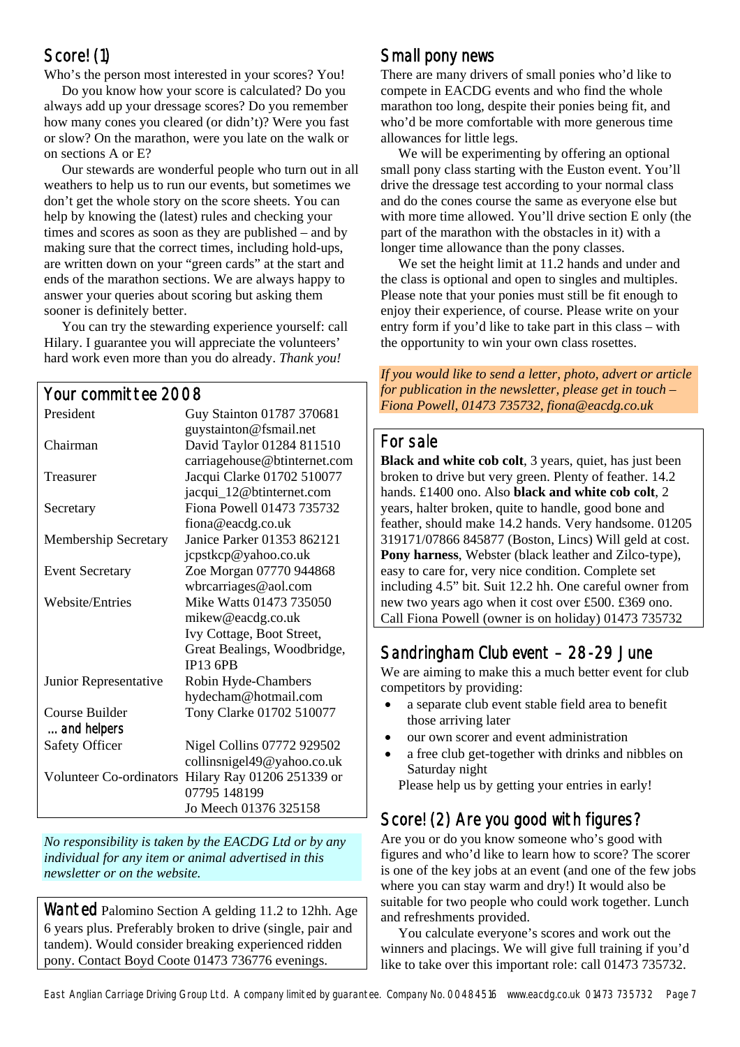## Score! (1)

Who's the person most interested in your scores? You!

Do you know how your score is calculated? Do you always add up your dressage scores? Do you remember how many cones you cleared (or didn't)? Were you fast or slow? On the marathon, were you late on the walk or on sections A or E?

Our stewards are wonderful people who turn out in all weathers to help us to run our events, but sometimes we don't get the whole story on the score sheets. You can help by knowing the (latest) rules and checking your times and scores as soon as they are published – and by making sure that the correct times, including hold-ups, are written down on your "green cards" at the start and ends of the marathon sections. We are always happy to answer your queries about scoring but asking them sooner is definitely better.

You can try the stewarding experience yourself: call Hilary. I guarantee you will appreciate the volunteers' hard work even more than you do already. *Thank you!*

## Your committee 2008

| | |
|---|---|
| President | Guy Stainton 01787 370681 guystainton@fsmail.net |
| Chairman | David Taylor 01284 811510 carriagehouse@btinternet.com |
| Treasurer | Jacqui Clarke 01702 510077 jacqui_12@btinternet.com |
| Secretary | Fiona Powell 01473 735732 fiona@eacdg.co.uk |
| Membership Secretary | Janice Parker 01353 862121 jcpstkcp@yahoo.co.uk |
| Event Secretary | Zoe Morgan 07770 944868 wbrcarriages@aol.com |
| Website/Entries | Mike Watts 01473 735050 mikew@eacdg.co.uk Ivy Cottage, Boot Street, Great Bealings, Woodbridge, IP13 6PB |
| Junior Representative | Robin Hyde-Chambers hydecham@hotmail.com |
| Course Builder … and helpers | Tony Clarke 01702 510077 |
| Safety Officer | Nigel Collins 07772 929502 collinsnigel49@yahoo.co.uk |
| Volunteer Co-ordinators | Hilary Ray 01206 251339 or 07795 148199 Jo Meech 01376 325158 |

*No responsibility is taken by the EACDG Ltd or by any individual for any item or animal advertised in this newsletter or on the website.*

**Wanted** Palomino Section A gelding 11.2 to 12hh. Age 6 years plus. Preferably broken to drive (single, pair and tandem). Would consider breaking experienced ridden pony. Contact Boyd Coote 01473 736776 evenings.

## Small pony news

There are many drivers of small ponies who'd like to compete in EACDG events and who find the whole marathon too long, despite their ponies being fit, and who'd be more comfortable with more generous time allowances for little legs.

We will be experimenting by offering an optional small pony class starting with the Euston event. You'll drive the dressage test according to your normal class and do the cones course the same as everyone else but with more time allowed. You'll drive section E only (the part of the marathon with the obstacles in it) with a longer time allowance than the pony classes.

We set the height limit at 11.2 hands and under and the class is optional and open to singles and multiples. Please note that your ponies must still be fit enough to enjoy their experience, of course. Please write on your entry form if you'd like to take part in this class – with the opportunity to win your own class rosettes.

*If you would like to send a letter, photo, advert or article for publication in the newsletter, please get in touch – Fiona Powell, 01473 735732, fiona@eacdg.co.uk*

## For sale

**Black and white cob colt**, 3 years, quiet, has just been broken to drive but very green. Plenty of feather. 14.2 hands. £1400 ono. Also **black and white cob colt**, 2 years, halter broken, quite to handle, good bone and feather, should make 14.2 hands. Very handsome. 01205 319171/07866 845877 (Boston, Lincs) Will geld at cost. **Pony harness**, Webster (black leather and Zilco-type), easy to care for, very nice condition. Complete set including 4.5" bit. Suit 12.2 hh. One careful owner from new two years ago when it cost over £500. £369 ono. Call Fiona Powell (owner is on holiday) 01473 735732

## Sandringham Club event – 28-29 June

We are aiming to make this a much better event for club competitors by providing:

- a separate club event stable field area to benefit those arriving later
- our own scorer and event administration
- a free club get-together with drinks and nibbles on Saturday night

Please help us by getting your entries in early!

## Score! (2) Are you good with figures?

Are you or do you know someone who's good with figures and who'd like to learn how to score? The scorer is one of the key jobs at an event (and one of the few jobs where you can stay warm and dry!) It would also be suitable for two people who could work together. Lunch and refreshments provided.

You calculate everyone's scores and work out the winners and placings. We will give full training if you'd like to take over this important role: call 01473 735732.